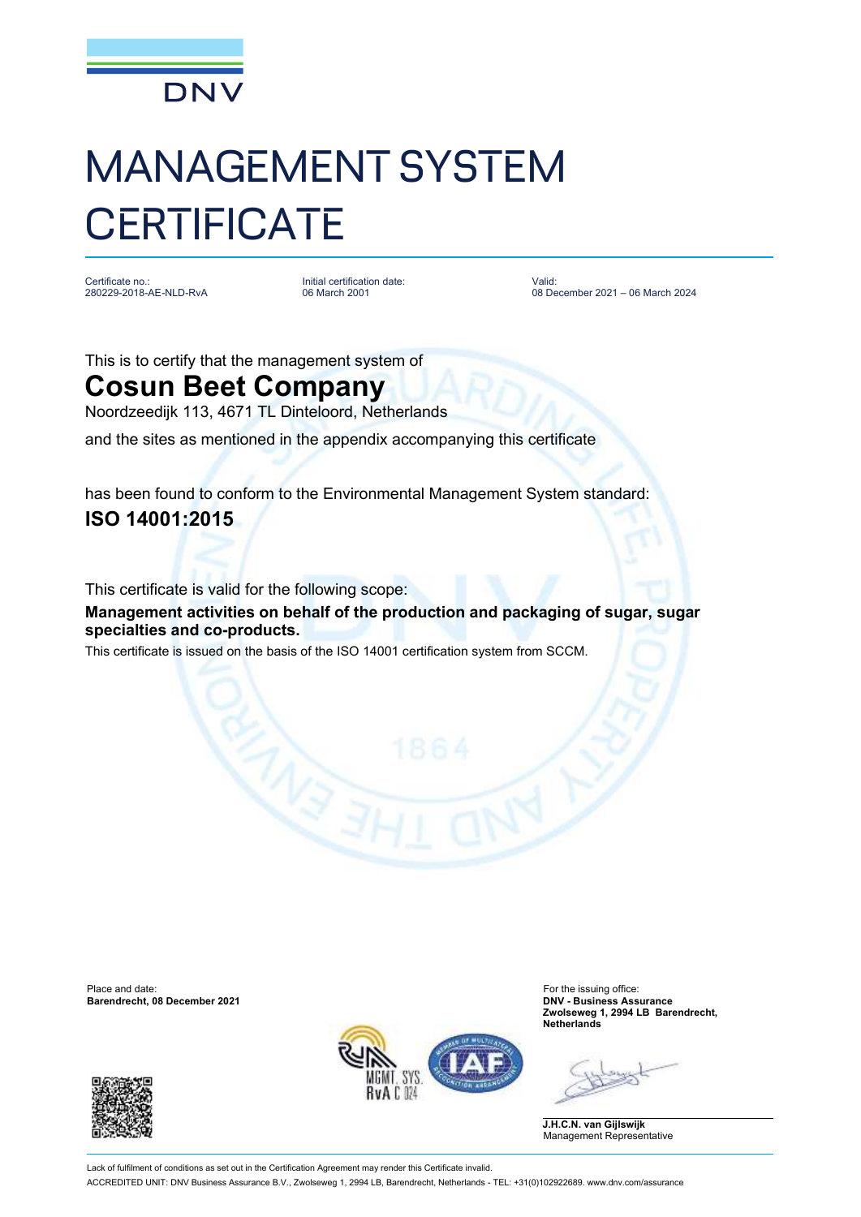DNV

# MANAGEMENT SYSTEM CERTIFICATE

| Certificate no.: | Initial certification date: | Valid: |
| --- | --- | --- |
| 280229-2018-AE-NLD-RvA | 06 March 2001 | 08 December 2021 – 06 March 2024 |

This is to certify that the management system of

## Cosun Beet Company

Noordzeedijk 113, 4671 TL Dinteloord, Netherlands

and the sites as mentioned in the appendix accompanying this certificate

has been found to conform to the Environmental Management System standard:

## ISO 14001:2015

This certificate is valid for the following scope:

**Management activities on behalf of the production and packaging of sugar, sugar specialties and co-products.**

This certificate is issued on the basis of the ISO 14001 certification system from SCCM.

Place and date:
**Barendrecht, 08 December 2021**

For the issuing office:
**DNV - Business Assurance**
**Zwolseweg 1, 2994 LB Barendrecht, Netherlands**

**J.H.C.N. van Gijlswijk**
Management Representative

Lack of fulfilment of conditions as set out in the Certification Agreement may render this Certificate invalid.

ACCREDITED UNIT: DNV Business Assurance B.V., Zwolseweg 1, 2994 LB, Barendrecht, Netherlands - TEL: +31(0)102922689. www.dnv.com/assurance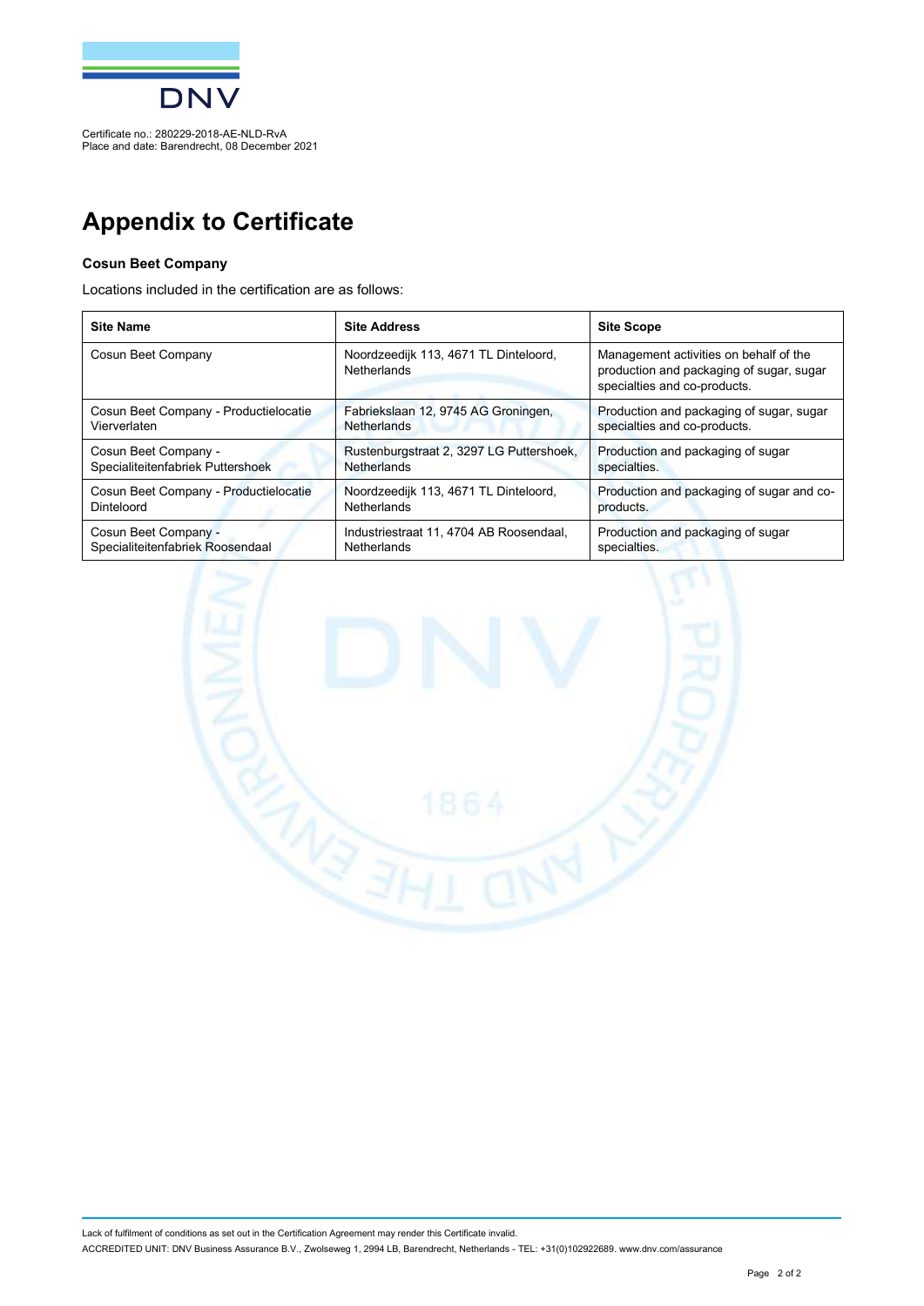Certificate no.: 280229-2018-AE-NLD-RvA
Place and date: Barendrecht, 08 December 2021

# Appendix to Certificate

**Cosun Beet Company**

Locations included in the certification are as follows:

| Site Name | Site Address | Site Scope |
|---|---|---|
| Cosun Beet Company | Noordzeedijk 113, 4671 TL Dinteloord, Netherlands | Management activities on behalf of the production and packaging of sugar, sugar specialties and co-products. |
| Cosun Beet Company - Productielocatie Vierverlaten | Fabriekslaan 12, 9745 AG Groningen, Netherlands | Production and packaging of sugar, sugar specialties and co-products. |
| Cosun Beet Company - Specialiteitenfabriek Puttershoek | Rustenburgstraat 2, 3297 LG Puttershoek, Netherlands | Production and packaging of sugar specialties. |
| Cosun Beet Company - Productielocatie Dinteloord | Noordzeedijk 113, 4671 TL Dinteloord, Netherlands | Production and packaging of sugar and co-products. |
| Cosun Beet Company - Specialiteitenfabriek Roosendaal | Industriestraat 11, 4704 AB Roosendaal, Netherlands | Production and packaging of sugar specialties. |

Lack of fulfilment of conditions as set out in the Certification Agreement may render this Certificate invalid.

ACCREDITED UNIT: DNV Business Assurance B.V., Zwolseweg 1, 2994 LB, Barendrecht, Netherlands - TEL: +31(0)102922689. www.dnv.com/assurance